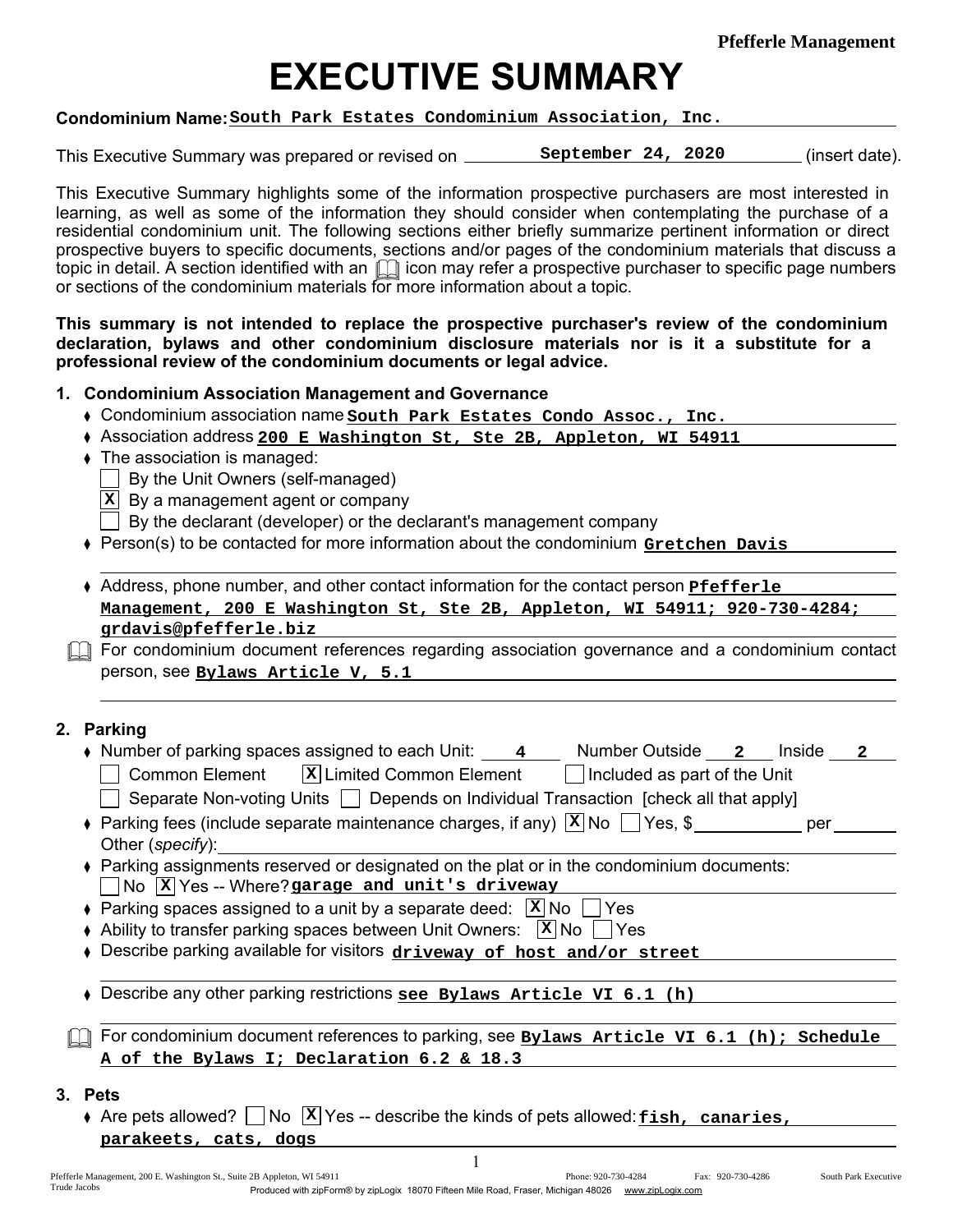Pfefferle Management

# EXECUTIVE SUMMARY

**Condominium Name:** South Park Estates Condominium Association, Inc.

This Executive Summary was prepared or revised on September 24, 2020 (insert date).

This Executive Summary highlights some of the information prospective purchasers are most interested in learning, as well as some of the information they should consider when contemplating the purchase of a residential condominium unit. The following sections either briefly summarize pertinent information or direct prospective buyers to specific documents, sections and/or pages of the condominium materials that discuss a topic in detail. A section identified with an 📖 icon may refer a prospective purchaser to specific page numbers or sections of the condominium materials for more information about a topic.

**This summary is not intended to replace the prospective purchaser's review of the condominium declaration, bylaws and other condominium disclosure materials nor is it a substitute for a professional review of the condominium documents or legal advice.**

## 1. Condominium Association Management and Governance

- Condominium association name **South Park Estates Condo Assoc., Inc.**
- Association address **200 E Washington St, Ste 2B, Appleton, WI 54911**
- The association is managed:
  - [ ] By the Unit Owners (self-managed)
  - [X] By a management agent or company
  - [ ] By the declarant (developer) or the declarant's management company
- Person(s) to be contacted for more information about the condominium **Gretchen Davis**
- Address, phone number, and other contact information for the contact person **Pfefferle Management, 200 E Washington St, Ste 2B, Appleton, WI 54911; 920-730-4284; grdavis@pfefferle.biz**

📖 For condominium document references regarding association governance and a condominium contact person, see **Bylaws Article V, 5.1**

## 2. Parking

- Number of parking spaces assigned to each Unit: **4** Number Outside **2** Inside **2**
  - [ ] Common Element [X] Limited Common Element [ ] Included as part of the Unit
  - [ ] Separate Non-voting Units [ ] Depends on Individual Transaction [check all that apply]
- Parking fees (include separate maintenance charges, if any) [X] No [ ] Yes, $\_\_\_\_\_ per \_\_\_\_\_
  Other (*specify*):
- Parking assignments reserved or designated on the plat or in the condominium documents:
  [ ] No [X] Yes -- Where? **garage and unit's driveway**
- Parking spaces assigned to a unit by a separate deed: [X] No [ ] Yes
- Ability to transfer parking spaces between Unit Owners: [X] No [ ] Yes
- Describe parking available for visitors **driveway of host and/or street**
- Describe any other parking restrictions **see Bylaws Article VI 6.1 (h)**

📖 For condominium document references to parking, see **Bylaws Article VI 6.1 (h); Schedule A of the Bylaws I; Declaration 6.2 & 18.3**

## 3. Pets

- Are pets allowed? [ ] No [X] Yes -- describe the kinds of pets allowed: **fish, canaries, parakeets, cats, dogs**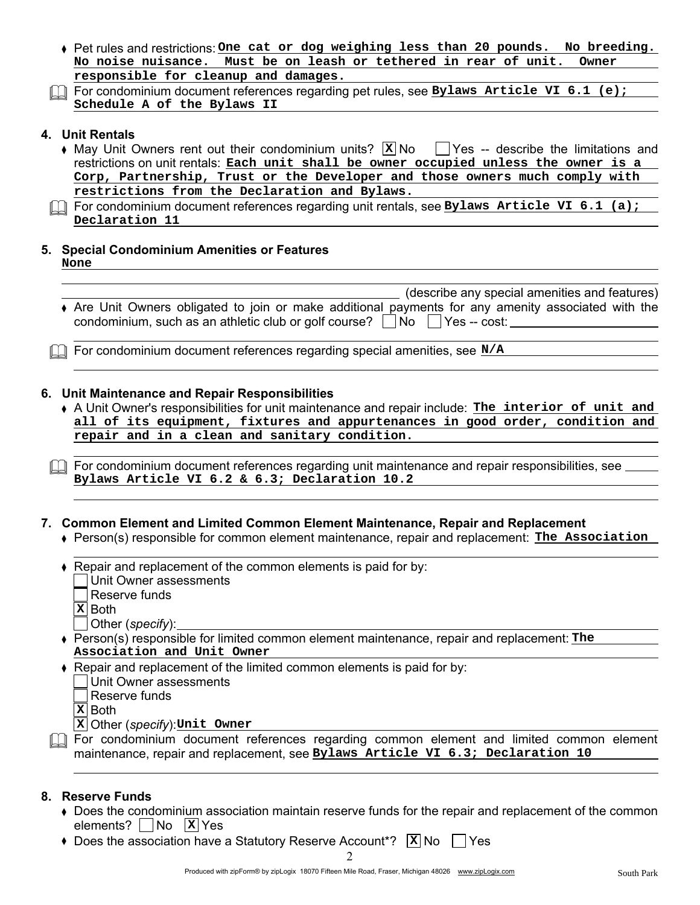- Pet rules and restrictions: **One cat or dog weighing less than 20 pounds. No breeding. No noise nuisance. Must be on leash or tethered in rear of unit. Owner responsible for cleanup and damages.**

📖 For condominium document references regarding pet rules, see **Bylaws Article VI 6.1 (e); Schedule A of the Bylaws II**

## 4. Unit Rentals

- May Unit Owners rent out their condominium units? [X] No [ ] Yes -- describe the limitations and restrictions on unit rentals: **Each unit shall be owner occupied unless the owner is a Corp, Partnership, Trust or the Developer and those owners much comply with restrictions from the Declaration and Bylaws.**

📖 For condominium document references regarding unit rentals, see **Bylaws Article VI 6.1 (a); Declaration 11**

## 5. Special Condominium Amenities or Features

**None**

(describe any special amenities and features)

- Are Unit Owners obligated to join or make additional payments for any amenity associated with the condominium, such as an athletic club or golf course? [ ] No [ ] Yes -- cost:

📖 For condominium document references regarding special amenities, see **N/A**

## 6. Unit Maintenance and Repair Responsibilities

- A Unit Owner's responsibilities for unit maintenance and repair include: **The interior of unit and all of its equipment, fixtures and appurtenances in good order, condition and repair and in a clean and sanitary condition.**

📖 For condominium document references regarding unit maintenance and repair responsibilities, see **Bylaws Article VI 6.2 & 6.3; Declaration 10.2**

## 7. Common Element and Limited Common Element Maintenance, Repair and Replacement

- Person(s) responsible for common element maintenance, repair and replacement: **The Association**
- Repair and replacement of the common elements is paid for by:
  - [ ] Unit Owner assessments
  - [ ] Reserve funds
  - [X] Both
  - [ ] Other (*specify*):
- Person(s) responsible for limited common element maintenance, repair and replacement: **The Association and Unit Owner**
- Repair and replacement of the limited common elements is paid for by:
  - [ ] Unit Owner assessments
  - [ ] Reserve funds
  - [X] Both
  - [X] Other (*specify*): **Unit Owner**

📖 For condominium document references regarding common element and limited common element maintenance, repair and replacement, see **Bylaws Article VI 6.3; Declaration 10**

## 8. Reserve Funds

- Does the condominium association maintain reserve funds for the repair and replacement of the common elements? [ ] No [X] Yes
- Does the association have a Statutory Reserve Account*? [X] No [ ] Yes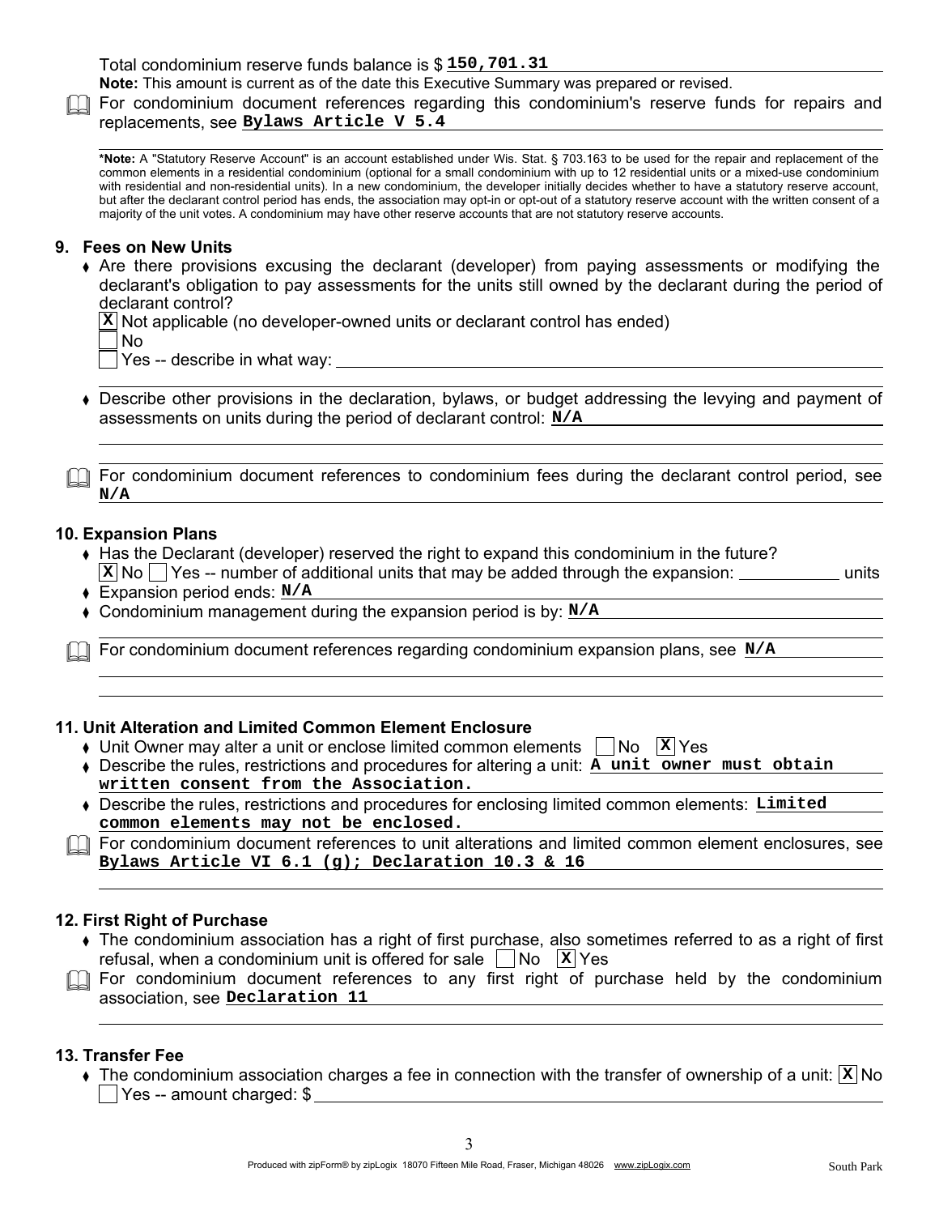Total condominium reserve funds balance is $ **150,701.31**

**Note:** This amount is current as of the date this Executive Summary was prepared or revised.

For condominium document references regarding this condominium's reserve funds for repairs and replacements, see **Bylaws Article V 5.4**

***Note:** A "Statutory Reserve Account" is an account established under Wis. Stat. § 703.163 to be used for the repair and replacement of the common elements in a residential condominium (optional for a small condominium with up to 12 residential units or a mixed-use condominium with residential and non-residential units). In a new condominium, the developer initially decides whether to have a statutory reserve account, but after the declarant control period has ends, the association may opt-in or opt-out of a statutory reserve account with the written consent of a majority of the unit votes. A condominium may have other reserve accounts that are not statutory reserve accounts.

## 9. Fees on New Units

- Are there provisions excusing the declarant (developer) from paying assessments or modifying the declarant's obligation to pay assessments for the units still owned by the declarant during the period of declarant control?
  - [X] Not applicable (no developer-owned units or declarant control has ended)
  - [ ] No
  - [ ] Yes -- describe in what way: ______
- Describe other provisions in the declaration, bylaws, or budget addressing the levying and payment of assessments on units during the period of declarant control: **N/A**

For condominium document references to condominium fees during the declarant control period, see **N/A**

## 10. Expansion Plans

- Has the Declarant (developer) reserved the right to expand this condominium in the future?
  [X] No [ ] Yes -- number of additional units that may be added through the expansion: ______ units
- Expansion period ends: **N/A**
- Condominium management during the expansion period is by: **N/A**

For condominium document references regarding condominium expansion plans, see **N/A**

## 11. Unit Alteration and Limited Common Element Enclosure

- Unit Owner may alter a unit or enclose limited common elements [ ] No [X] Yes
- Describe the rules, restrictions and procedures for altering a unit: **A unit owner must obtain written consent from the Association.**
- Describe the rules, restrictions and procedures for enclosing limited common elements: **Limited common elements may not be enclosed.**

For condominium document references to unit alterations and limited common element enclosures, see **Bylaws Article VI 6.1 (g); Declaration 10.3 & 16**

## 12. First Right of Purchase

- The condominium association has a right of first purchase, also sometimes referred to as a right of first refusal, when a condominium unit is offered for sale [ ] No [X] Yes

For condominium document references to any first right of purchase held by the condominium association, see **Declaration 11**

## 13. Transfer Fee

- The condominium association charges a fee in connection with the transfer of ownership of a unit: [X] No
  [ ] Yes -- amount charged: $ ______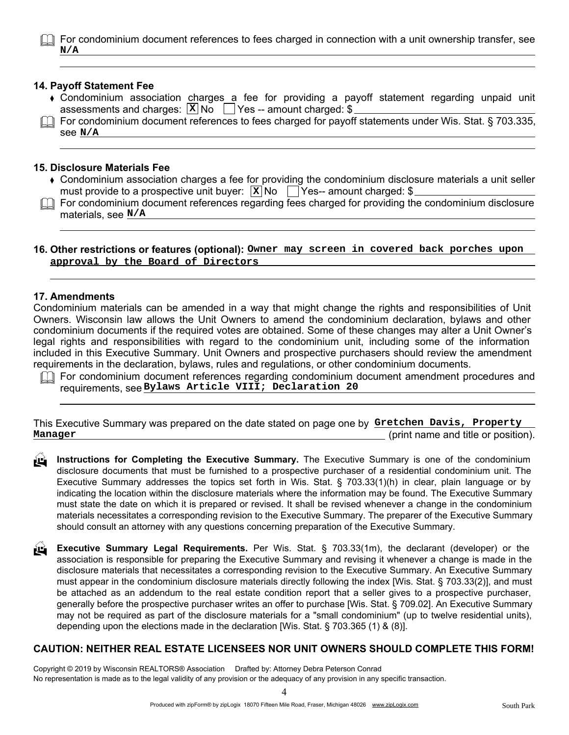For condominium document references to fees charged in connection with a unit ownership transfer, see **N/A**

### 14. Payoff Statement Fee

- Condominium association charges a fee for providing a payoff statement regarding unpaid unit assessments and charges: [X] No [ ] Yes -- amount charged: $

For condominium document references to fees charged for payoff statements under Wis. Stat. § 703.335, see **N/A**

### 15. Disclosure Materials Fee

- Condominium association charges a fee for providing the condominium disclosure materials a unit seller must provide to a prospective unit buyer: [X] No [ ] Yes-- amount charged: $

For condominium document references regarding fees charged for providing the condominium disclosure materials, see **N/A**

### 16. Other restrictions or features (optional): **Owner may screen in covered back porches upon approval by the Board of Directors**

### 17. Amendments

Condominium materials can be amended in a way that might change the rights and responsibilities of Unit Owners. Wisconsin law allows the Unit Owners to amend the condominium declaration, bylaws and other condominium documents if the required votes are obtained. Some of these changes may alter a Unit Owner's legal rights and responsibilities with regard to the condominium unit, including some of the information included in this Executive Summary. Unit Owners and prospective purchasers should review the amendment requirements in the declaration, bylaws, rules and regulations, or other condominium documents.

For condominium document references regarding condominium document amendment procedures and requirements, see **Bylaws Article VIII; Declaration 20**

This Executive Summary was prepared on the date stated on page one by **Gretchen Davis, Property Manager** (print name and title or position).

**Instructions for Completing the Executive Summary.** The Executive Summary is one of the condominium disclosure documents that must be furnished to a prospective purchaser of a residential condominium unit. The Executive Summary addresses the topics set forth in Wis. Stat. § 703.33(1)(h) in clear, plain language or by indicating the location within the disclosure materials where the information may be found. The Executive Summary must state the date on which it is prepared or revised. It shall be revised whenever a change in the condominium materials necessitates a corresponding revision to the Executive Summary. The preparer of the Executive Summary should consult an attorney with any questions concerning preparation of the Executive Summary.

**Executive Summary Legal Requirements.** Per Wis. Stat. § 703.33(1m), the declarant (developer) or the association is responsible for preparing the Executive Summary and revising it whenever a change is made in the disclosure materials that necessitates a corresponding revision to the Executive Summary. An Executive Summary must appear in the condominium disclosure materials directly following the index [Wis. Stat. § 703.33(2)], and must be attached as an addendum to the real estate condition report that a seller gives to a prospective purchaser, generally before the prospective purchaser writes an offer to purchase [Wis. Stat. § 709.02]. An Executive Summary may not be required as part of the disclosure materials for a "small condominium" (up to twelve residential units), depending upon the elections made in the declaration [Wis. Stat. § 703.365 (1) & (8)].

**CAUTION: NEITHER REAL ESTATE LICENSEES NOR UNIT OWNERS SHOULD COMPLETE THIS FORM!**

Copyright © 2019 by Wisconsin REALTORS® Association Drafted by: Attorney Debra Peterson Conrad
No representation is made as to the legal validity of any provision or the adequacy of any provision in any specific transaction.